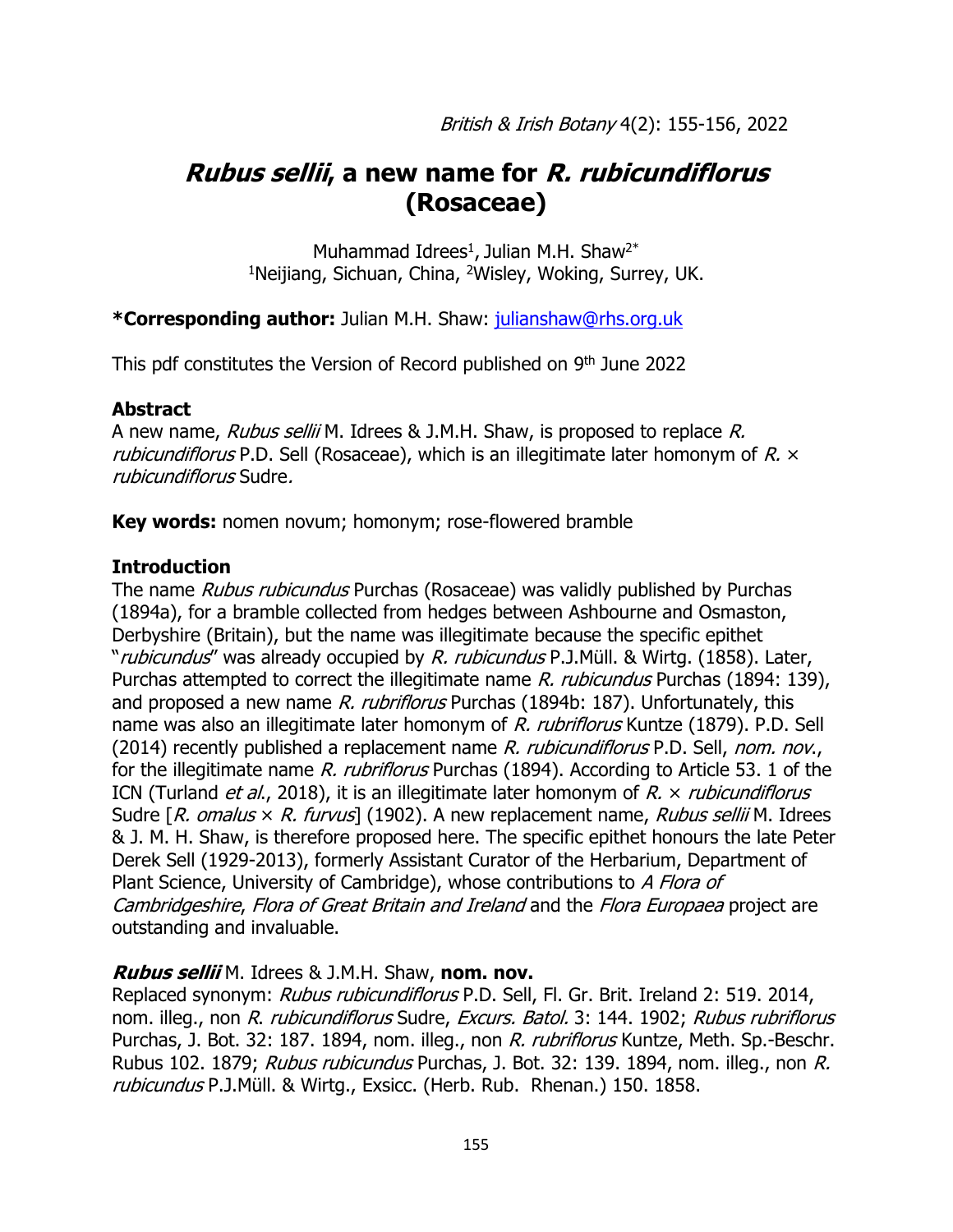# *Rubus sellii*, a new name for *R. rubicundiflorus* (Rosaceae)

Muhammad Idrees[1], Julian M.H. Shaw[2*]
[1]Neijiang, Sichuan, China, [2]Wisley, Woking, Surrey, UK.

**\*Corresponding author:** Julian M.H. Shaw: julianshaw@rhs.org.uk

This pdf constitutes the Version of Record published on 9th June 2022

## Abstract

A new name, *Rubus sellii* M. Idrees & J.M.H. Shaw, is proposed to replace *R. rubicundiflorus* P.D. Sell (Rosaceae), which is an illegitimate later homonym of *R.* × *rubicundiflorus* Sudre.

**Key words:** nomen novum; homonym; rose-flowered bramble

## Introduction

The name *Rubus rubicundus* Purchas (Rosaceae) was validly published by Purchas (1894a), for a bramble collected from hedges between Ashbourne and Osmaston, Derbyshire (Britain), but the name was illegitimate because the specific epithet "*rubicundus*" was already occupied by *R. rubicundus* P.J.Müll. & Wirtg. (1858). Later, Purchas attempted to correct the illegitimate name *R. rubicundus* Purchas (1894: 139), and proposed a new name *R. rubriflorus* Purchas (1894b: 187). Unfortunately, this name was also an illegitimate later homonym of *R. rubriflorus* Kuntze (1879). P.D. Sell (2014) recently published a replacement name *R. rubicundiflorus* P.D. Sell, *nom. nov*., for the illegitimate name *R. rubriflorus* Purchas (1894). According to Article 53. 1 of the ICN (Turland *et al*., 2018), it is an illegitimate later homonym of *R.* × *rubicundiflorus* Sudre [*R. omalus* × *R. furvus*] (1902). A new replacement name, *Rubus sellii* M. Idrees & J. M. H. Shaw, is therefore proposed here. The specific epithet honours the late Peter Derek Sell (1929-2013), formerly Assistant Curator of the Herbarium, Department of Plant Science, University of Cambridge), whose contributions to *A Flora of Cambridgeshire*, *Flora of Great Britain and Ireland* and the *Flora Europaea* project are outstanding and invaluable.

***Rubus sellii*** M. Idrees & J.M.H. Shaw, **nom. nov.**

Replaced synonym: *Rubus rubicundiflorus* P.D. Sell, Fl. Gr. Brit. Ireland 2: 519. 2014, nom. illeg., non *R. rubicundiflorus* Sudre, *Excurs. Batol.* 3: 144. 1902; *Rubus rubriflorus* Purchas, J. Bot. 32: 187. 1894, nom. illeg., non *R. rubriflorus* Kuntze, Meth. Sp.-Beschr. Rubus 102. 1879; *Rubus rubicundus* Purchas, J. Bot. 32: 139. 1894, nom. illeg., non *R. rubicundus* P.J.Müll. & Wirtg., Exsicc. (Herb. Rub. Rhenan.) 150. 1858.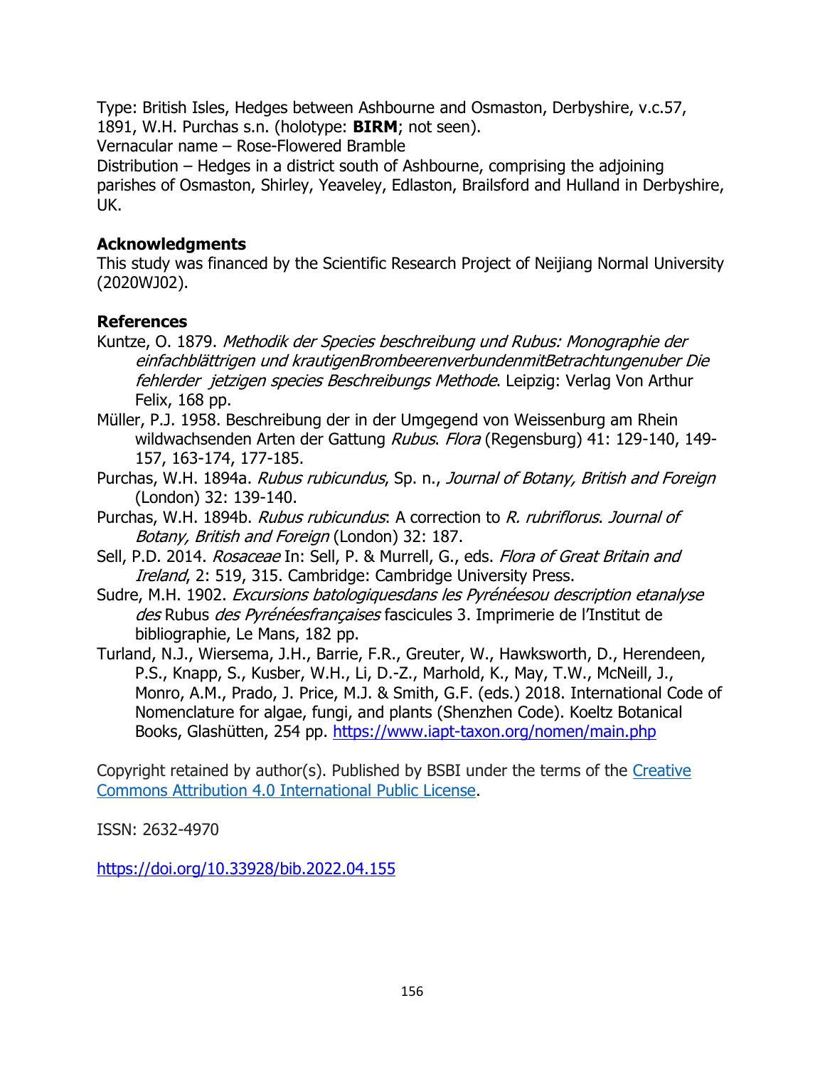Type: British Isles, Hedges between Ashbourne and Osmaston, Derbyshire, v.c.57, 1891, W.H. Purchas s.n. (holotype: **BIRM**; not seen).
Vernacular name – Rose-Flowered Bramble
Distribution – Hedges in a district south of Ashbourne, comprising the adjoining parishes of Osmaston, Shirley, Yeaveley, Edlaston, Brailsford and Hulland in Derbyshire, UK.

## Acknowledgments

This study was financed by the Scientific Research Project of Neijiang Normal University (2020WJ02).

## References

Kuntze, O. 1879. *Methodik der Species beschreibung und Rubus: Monographie der einfachblättrigen und krautigenBrombeerenverbundenmitBetrachtungenuber Die fehlerder jetzigen species Beschreibungs Methode*. Leipzig: Verlag Von Arthur Felix, 168 pp.

Müller, P.J. 1958. Beschreibung der in der Umgegend von Weissenburg am Rhein wildwachsenden Arten der Gattung *Rubus*. *Flora* (Regensburg) 41: 129-140, 149-157, 163-174, 177-185.

Purchas, W.H. 1894a. *Rubus rubicundus*, Sp. n., *Journal of Botany, British and Foreign* (London) 32: 139-140.

Purchas, W.H. 1894b. *Rubus rubicundus*: A correction to *R. rubriflorus*. *Journal of Botany, British and Foreign* (London) 32: 187.

Sell, P.D. 2014. *Rosaceae* In: Sell, P. & Murrell, G., eds. *Flora of Great Britain and Ireland*, 2: 519, 315. Cambridge: Cambridge University Press.

Sudre, M.H. 1902. *Excursions batologiquesdans les Pyrénéesou description etanalyse des* Rubus *des Pyrénéesfrançaises* fascicules 3. Imprimerie de l'Institut de bibliographie, Le Mans, 182 pp.

Turland, N.J., Wiersema, J.H., Barrie, F.R., Greuter, W., Hawksworth, D., Herendeen, P.S., Knapp, S., Kusber, W.H., Li, D.-Z., Marhold, K., May, T.W., McNeill, J., Monro, A.M., Prado, J. Price, M.J. & Smith, G.F. (eds.) 2018. International Code of Nomenclature for algae, fungi, and plants (Shenzhen Code). Koeltz Botanical Books, Glashütten, 254 pp. https://www.iapt-taxon.org/nomen/main.php

Copyright retained by author(s). Published by BSBI under the terms of the Creative Commons Attribution 4.0 International Public License.

ISSN: 2632-4970

https://doi.org/10.33928/bib.2022.04.155